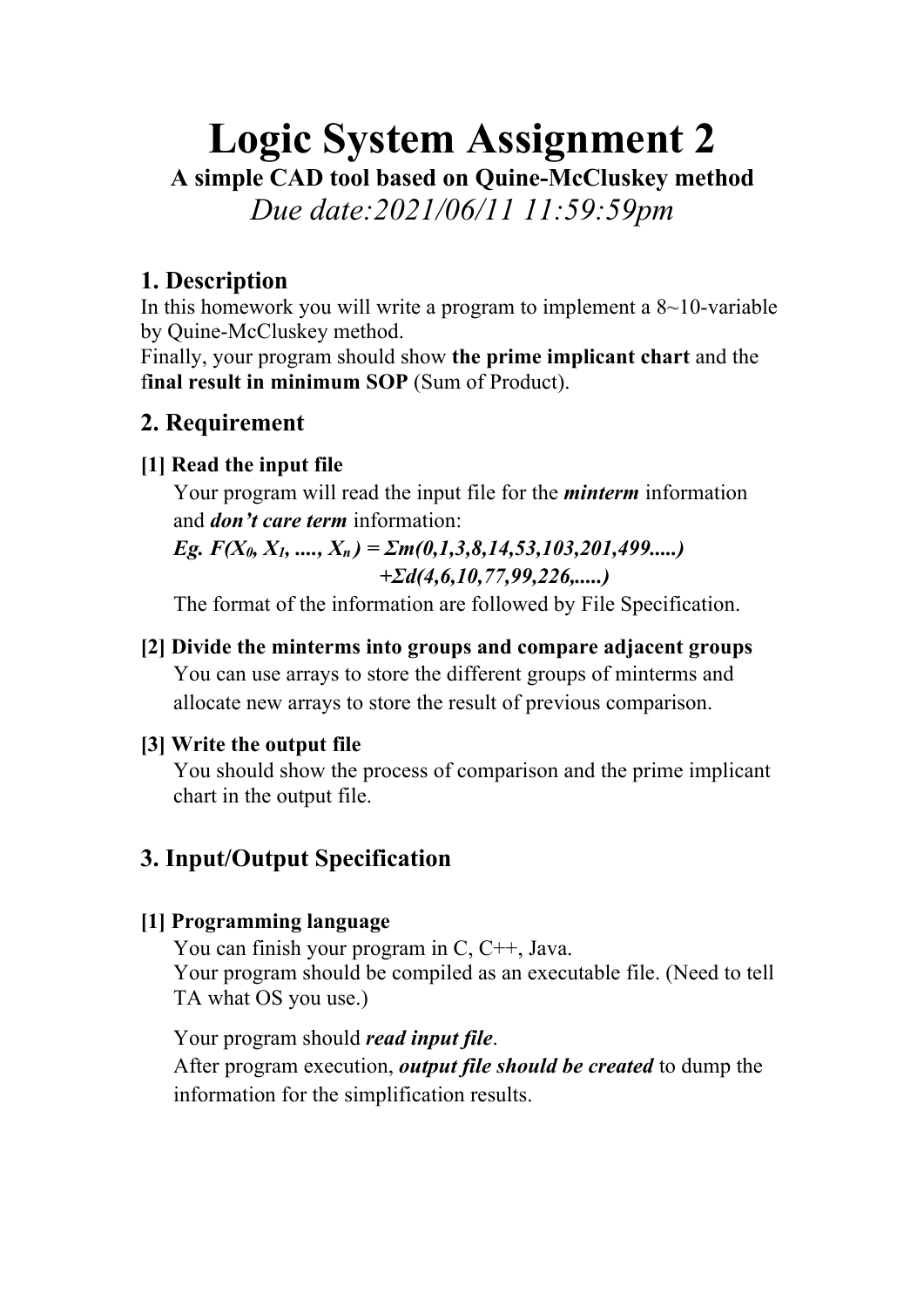# Logic System Assignment 2

**A simple CAD tool based on Quine-McCluskey method**

*Due date:2021/06/11 11:59:59pm*

## 1. Description

In this homework you will write a program to implement a 8~10-variable by Quine-McCluskey method.

Finally, your program should show **the prime implicant chart** and the **final result in minimum SOP** (Sum of Product).

## 2. Requirement

### [1] Read the input file

Your program will read the input file for the ***minterm*** information and ***don't care term*** information:

***Eg.*** $F(X_0, X_1, ...., X_n) = \Sigma m(0,1,3,8,14,53,103,201,499.....)$

$+\Sigma d(4,6,10,77,99,226,.....)$

The format of the information are followed by File Specification.

### [2] Divide the minterms into groups and compare adjacent groups

You can use arrays to store the different groups of minterms and allocate new arrays to store the result of previous comparison.

### [3] Write the output file

You should show the process of comparison and the prime implicant chart in the output file.

## 3. Input/Output Specification

### [1] Programming language

You can finish your program in C, C++, Java.

Your program should be compiled as an executable file. (Need to tell TA what OS you use.)

Your program should ***read input file***.

After program execution, ***output file should be created*** to dump the information for the simplification results.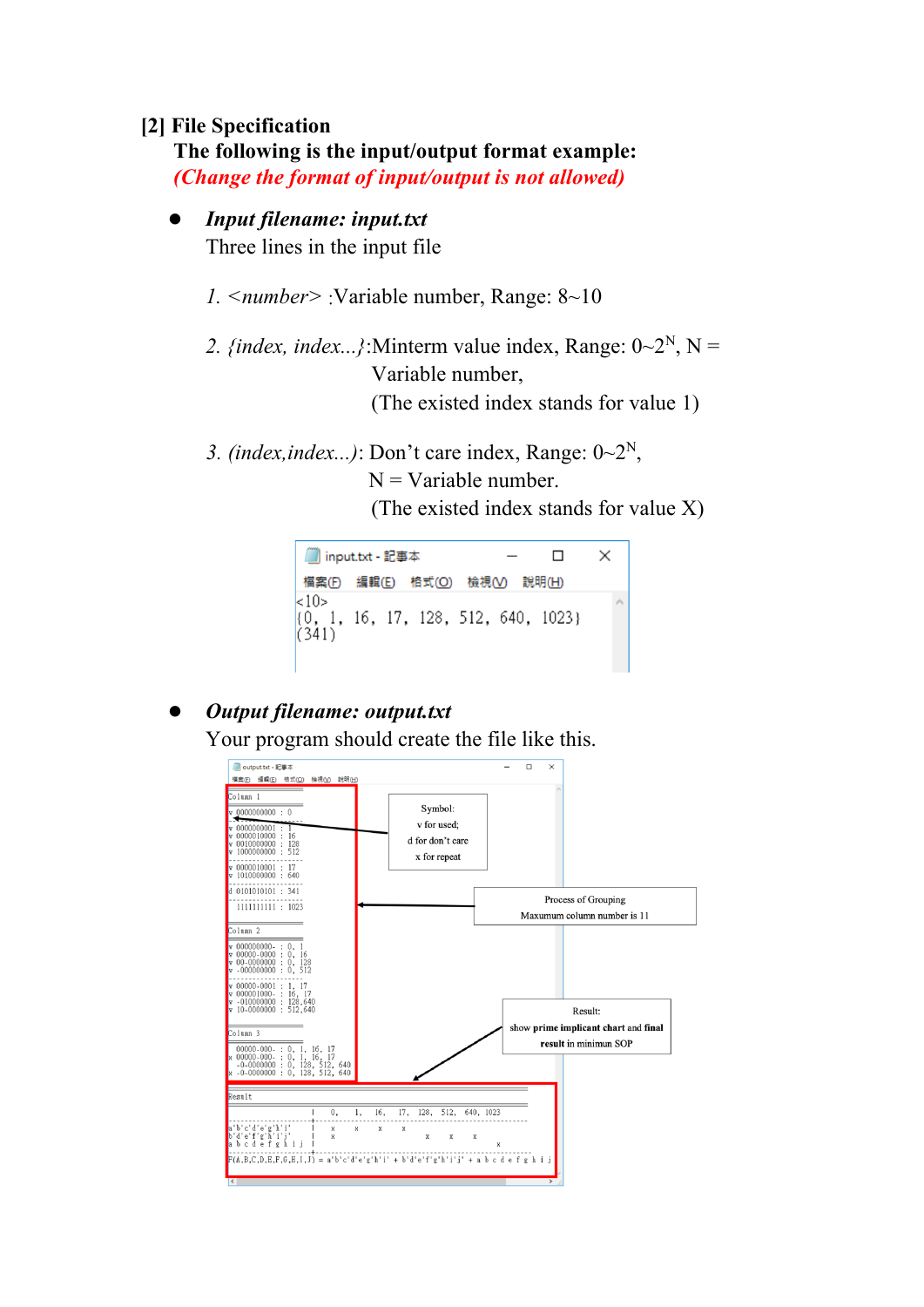## [2] File Specification

**The following is the input/output format example:**

***(Change the format of input/output is not allowed)***

- ***Input filename: input.txt***

  Three lines in the input file

  1. *<number>* :Variable number, Range: 8~10

  2. *{index, index...}*:Minterm value index, Range: 0~$2^N$, N = Variable number, (The existed index stands for value 1)

  3. *(index,index...)*: Don't care index, Range: 0~$2^N$, N = Variable number. (The existed index stands for value X)

```
<10>
{0, 1, 16, 17, 128, 512, 640, 1023}
(341)
```

- ***Output filename: output.txt***

  Your program should create the file like this.

```
Column 1
==========================
v 0000000000 : 0
--------------------------
v 0000000001 : 1
v 0000010000 : 16
v 0010000000 : 128
v 1000000000 : 512
--------------------------
v 0000010001 : 17
v 1010000000 : 640
--------------------------
d 0101010101 : 341
--------------------------
  1111111111 : 1023

Column 2
==========================
v 000000000- : 0, 1
v 00000-0000 : 0, 16
v 00-0000000 : 0, 128
v -000000000 : 0, 512
--------------------------
v 00000-0001 : 1, 17
v 000001000- : 16, 17
v -010000000 : 128,640
v 10-0000000 : 512,640

Column 3
==========================
  00000-000- : 0, 1, 16, 17
x 00000-000- : 0, 1, 16, 17
  -0-0000000 : 0, 128, 512, 640
x -0-0000000 : 0, 128, 512, 640

Result
==========================================================
                    |  0,  1,  16,  17,  128,  512,  640,  1023
--------------------+-------------------------------------------
a'b'c'd'e'g'h'i'j'  |  x   x   x    x
b'd'e'f'g'h'i'j'    |  x                 x     x     x
a b c d e f g h i j |                                      x
--------------------+-------------------------------------------
F(A,B,C,D,E,F,G,H,I,J) = a'b'c'd'e'g'h'i' + b'd'e'f'g'h'i'j' + a b c d e f g h i j
```

Symbol:
v for used;
d for don't care
x for repeat

Process of Grouping
Maxumum column number is 11

Result:
show **prime implicant chart** and **final result** in minimun SOP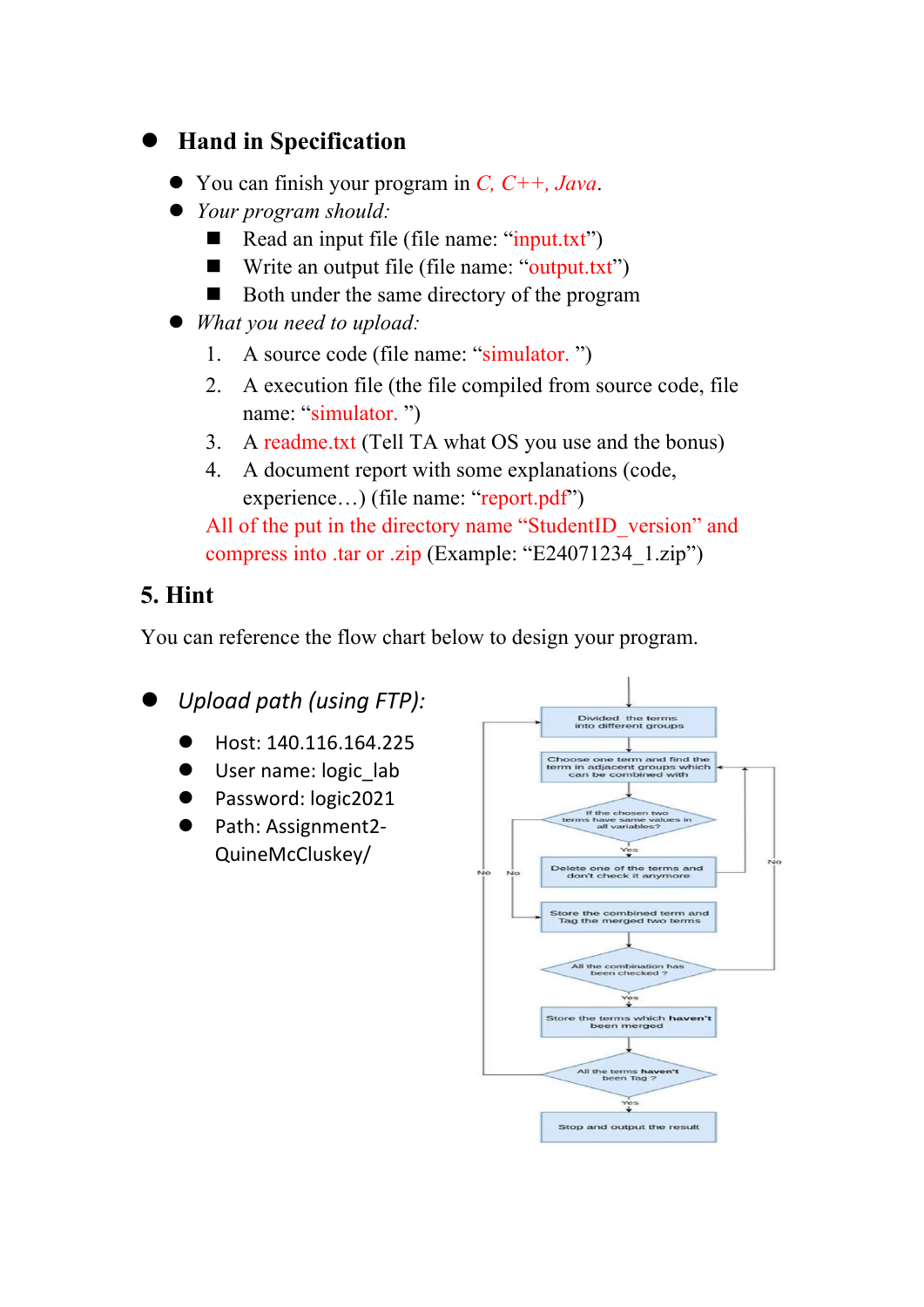- **Hand in Specification**
  - You can finish your program in *C, C++, Java*.
  - *Your program should:*
    - Read an input file (file name: "input.txt")
    - Write an output file (file name: "output.txt")
    - Both under the same directory of the program
  - *What you need to upload:*
    1. A source code (file name: "simulator. ")
    2. A execution file (the file compiled from source code, file name: "simulator. ")
    3. A readme.txt (Tell TA what OS you use and the bonus)
    4. A document report with some explanations (code, experience…) (file name: "report.pdf")

    All of the put in the directory name "StudentID_version" and compress into .tar or .zip (Example: "E24071234_1.zip")

## 5. Hint

You can reference the flow chart below to design your program.

- *Upload path (using FTP):*
  - Host: 140.116.164.225
  - User name: logic_lab
  - Password: logic2021
  - Path: Assignment2-QuineMcCluskey/

Divided the terms into different groups

Choose one term and find the term in adjacent groups which can be combined with

If the chosen two terms have same values in all variables?

Yes

Delete one of the terms and don't check it anymore

Store the combined term and Tag the merged two terms

All the combination has been checked ?

Yes

Store the terms which haven't been merged

All the terms haven't been Tag ?

Yes

Stop and output the result

No

No

No